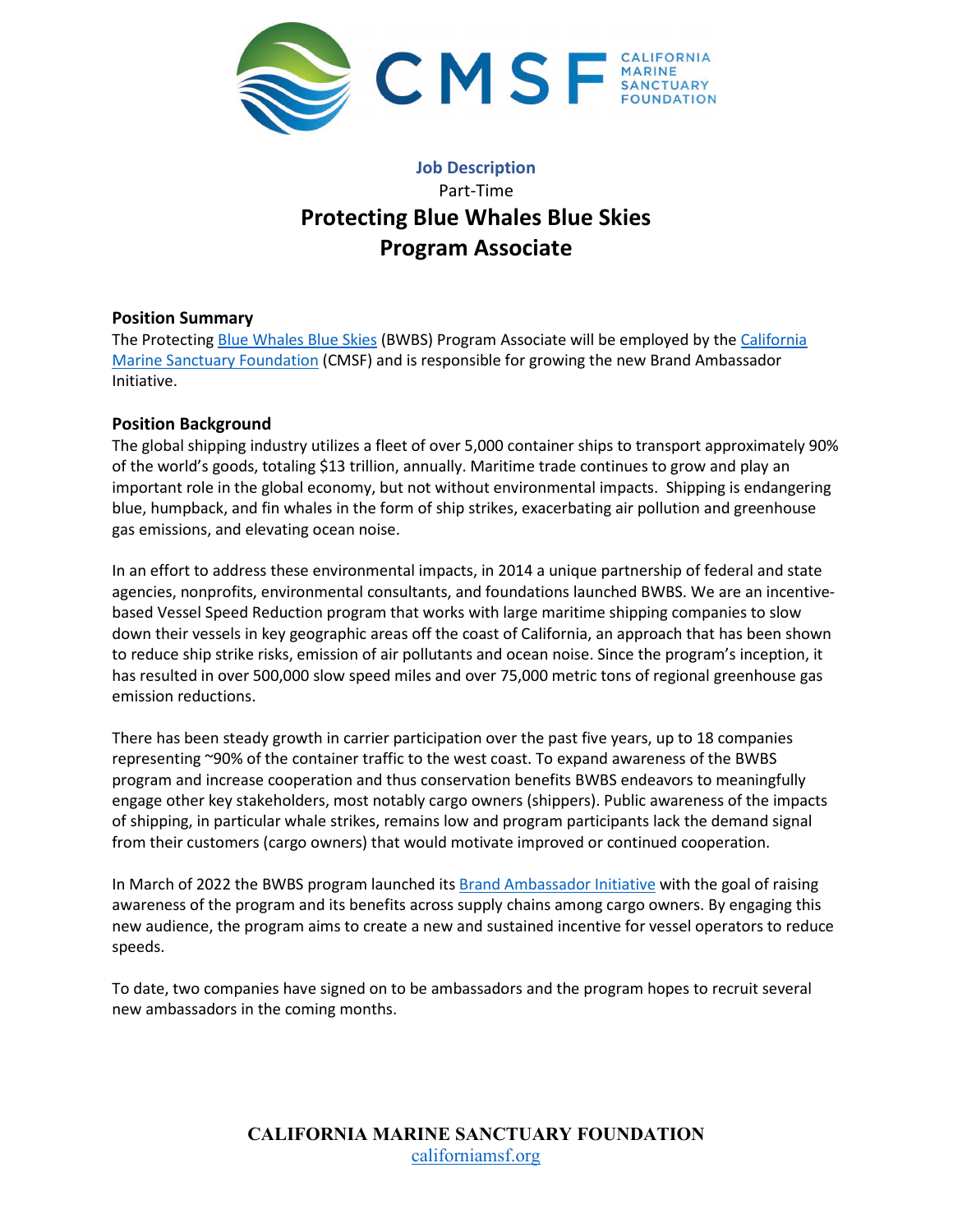**Job Description**

Part-Time

# Protecting Blue Whales Blue Skies Program Associate

## Position Summary

The Protecting Blue Whales Blue Skies (BWBS) Program Associate will be employed by the California Marine Sanctuary Foundation (CMSF) and is responsible for growing the new Brand Ambassador Initiative.

## Position Background

The global shipping industry utilizes a fleet of over 5,000 container ships to transport approximately 90% of the world's goods, totaling $13 trillion, annually. Maritime trade continues to grow and play an important role in the global economy, but not without environmental impacts. Shipping is endangering blue, humpback, and fin whales in the form of ship strikes, exacerbating air pollution and greenhouse gas emissions, and elevating ocean noise.

In an effort to address these environmental impacts, in 2014 a unique partnership of federal and state agencies, nonprofits, environmental consultants, and foundations launched BWBS. We are an incentive-based Vessel Speed Reduction program that works with large maritime shipping companies to slow down their vessels in key geographic areas off the coast of California, an approach that has been shown to reduce ship strike risks, emission of air pollutants and ocean noise. Since the program's inception, it has resulted in over 500,000 slow speed miles and over 75,000 metric tons of regional greenhouse gas emission reductions.

There has been steady growth in carrier participation over the past five years, up to 18 companies representing ~90% of the container traffic to the west coast. To expand awareness of the BWBS program and increase cooperation and thus conservation benefits BWBS endeavors to meaningfully engage other key stakeholders, most notably cargo owners (shippers). Public awareness of the impacts of shipping, in particular whale strikes, remains low and program participants lack the demand signal from their customers (cargo owners) that would motivate improved or continued cooperation.

In March of 2022 the BWBS program launched its Brand Ambassador Initiative with the goal of raising awareness of the program and its benefits across supply chains among cargo owners. By engaging this new audience, the program aims to create a new and sustained incentive for vessel operators to reduce speeds.

To date, two companies have signed on to be ambassadors and the program hopes to recruit several new ambassadors in the coming months.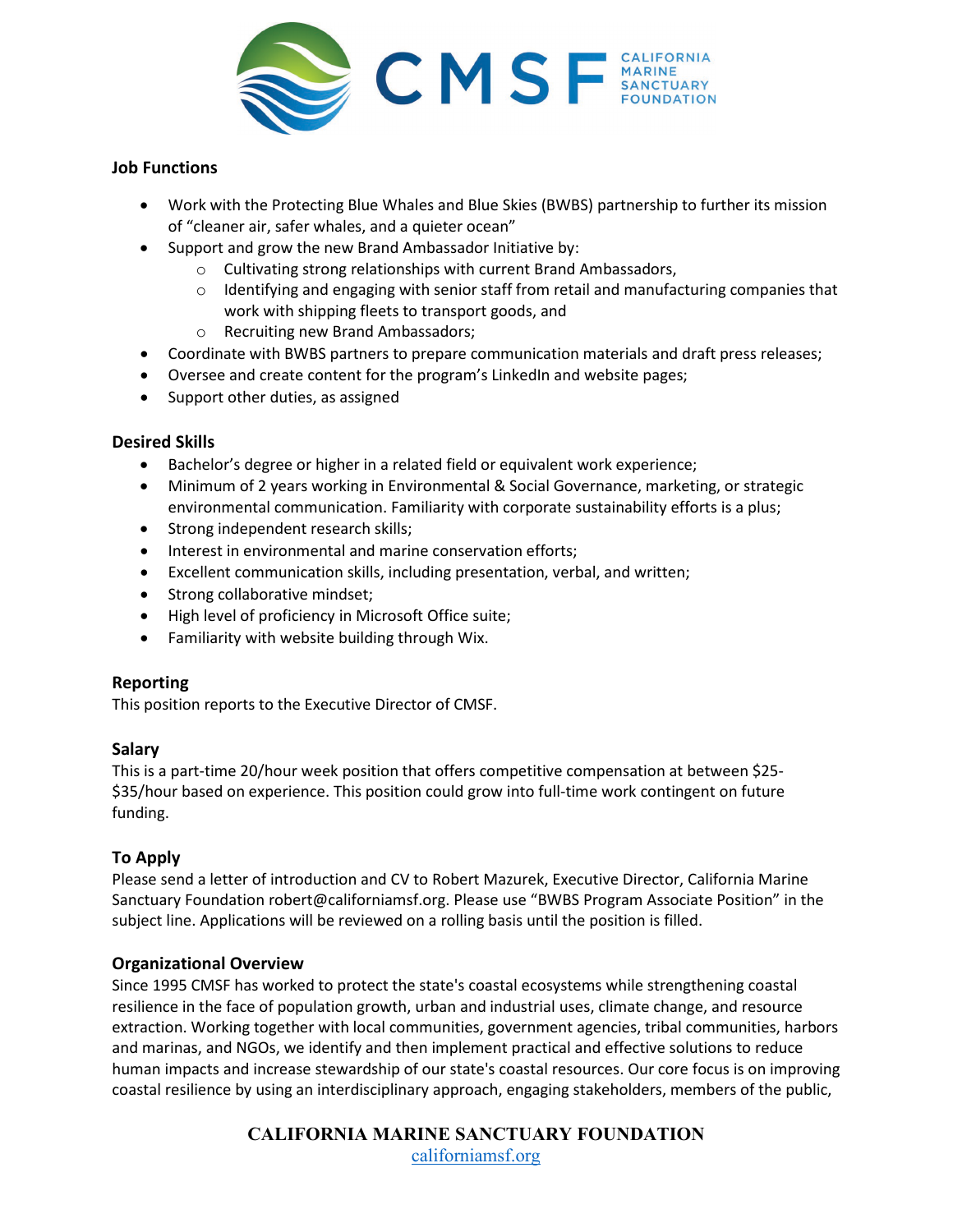## Job Functions

- Work with the Protecting Blue Whales and Blue Skies (BWBS) partnership to further its mission of "cleaner air, safer whales, and a quieter ocean"
- Support and grow the new Brand Ambassador Initiative by:
  - Cultivating strong relationships with current Brand Ambassadors,
  - Identifying and engaging with senior staff from retail and manufacturing companies that work with shipping fleets to transport goods, and
  - Recruiting new Brand Ambassadors;
- Coordinate with BWBS partners to prepare communication materials and draft press releases;
- Oversee and create content for the program's LinkedIn and website pages;
- Support other duties, as assigned

## Desired Skills

- Bachelor's degree or higher in a related field or equivalent work experience;
- Minimum of 2 years working in Environmental & Social Governance, marketing, or strategic environmental communication. Familiarity with corporate sustainability efforts is a plus;
- Strong independent research skills;
- Interest in environmental and marine conservation efforts;
- Excellent communication skills, including presentation, verbal, and written;
- Strong collaborative mindset;
- High level of proficiency in Microsoft Office suite;
- Familiarity with website building through Wix.

## Reporting

This position reports to the Executive Director of CMSF.

## Salary

This is a part-time 20/hour week position that offers competitive compensation at between $25-$35/hour based on experience. This position could grow into full-time work contingent on future funding.

## To Apply

Please send a letter of introduction and CV to Robert Mazurek, Executive Director, California Marine Sanctuary Foundation robert@californiamsf.org. Please use "BWBS Program Associate Position" in the subject line. Applications will be reviewed on a rolling basis until the position is filled.

## Organizational Overview

Since 1995 CMSF has worked to protect the state's coastal ecosystems while strengthening coastal resilience in the face of population growth, urban and industrial uses, climate change, and resource extraction. Working together with local communities, government agencies, tribal communities, harbors and marinas, and NGOs, we identify and then implement practical and effective solutions to reduce human impacts and increase stewardship of our state's coastal resources. Our core focus is on improving coastal resilience by using an interdisciplinary approach, engaging stakeholders, members of the public,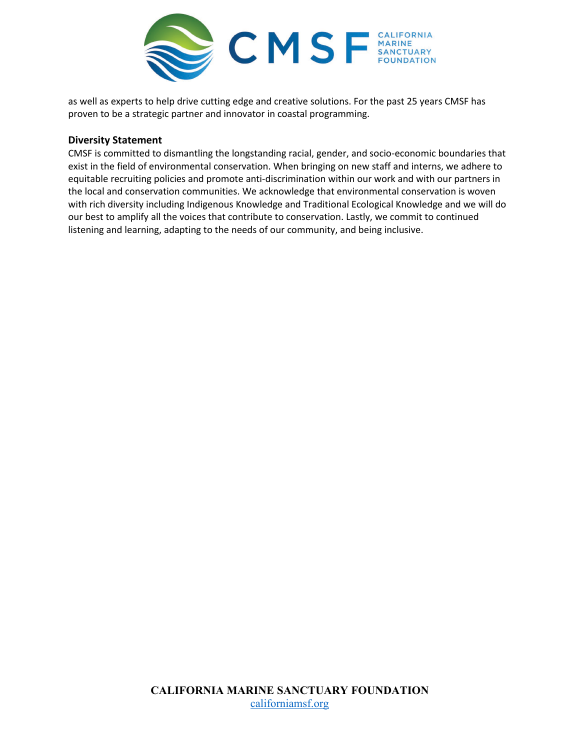as well as experts to help drive cutting edge and creative solutions. For the past 25 years CMSF has proven to be a strategic partner and innovator in coastal programming.

**Diversity Statement**

CMSF is committed to dismantling the longstanding racial, gender, and socio-economic boundaries that exist in the field of environmental conservation. When bringing on new staff and interns, we adhere to equitable recruiting policies and promote anti-discrimination within our work and with our partners in the local and conservation communities. We acknowledge that environmental conservation is woven with rich diversity including Indigenous Knowledge and Traditional Ecological Knowledge and we will do our best to amplify all the voices that contribute to conservation. Lastly, we commit to continued listening and learning, adapting to the needs of our community, and being inclusive.